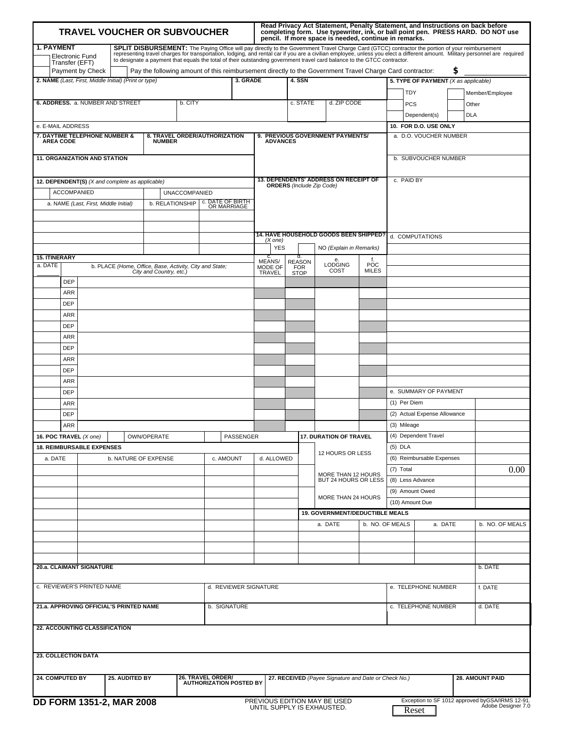# TRAVEL VOUCHER OR SUBVOUCHER

**Read Privacy Act Statement, Penalty Statement, and Instructions on back before completing form. Use typewriter, ink, or ball point pen. PRESS HARD. DO NOT use pencil. If more space is needed, continue in remarks.**

**1. PAYMENT**

- Electronic Fund Transfer (EFT)
- Payment by Check

**SPLIT DISBURSEMENT:** The Paying Office will pay directly to the Government Travel Charge Card (GTCC) contractor the portion of your reimbursement representing travel charges for transportation, lodging, and rental car if you are a civilian employee, unless you elect a different amount. Military personnel are required to designate a payment that equals the total of their outstanding government travel card balance to the GTCC contractor.

Pay the following amount of this reimbursement directly to the Government Travel Charge Card contractor: **$** ____________

| 2. NAME *(Last, First, Middle Initial) (Print or type)* | 3. GRADE | 4. SSN | 5. TYPE OF PAYMENT *(X as applicable)* |
|---|---|---|---|
| | | | TDY / Member/Employee / PCS / Other / Dependent(s) / DLA |

| 6. ADDRESS. a. NUMBER AND STREET | b. CITY | c. STATE | d. ZIP CODE |
|---|---|---|---|
| | | | |

e. E-MAIL ADDRESS

| 7. DAYTIME TELEPHONE NUMBER & AREA CODE | 8. TRAVEL ORDER/AUTHORIZATION NUMBER | 9. PREVIOUS GOVERNMENT PAYMENTS/ ADVANCES | 10. FOR D.O. USE ONLY |
|---|---|---|---|
| | | | a. D.O. VOUCHER NUMBER |

**11. ORGANIZATION AND STATION**

**10. FOR D.O. USE ONLY** (continued)

- b. SUBVOUCHER NUMBER
- c. PAID BY
- d. COMPUTATIONS
- e. SUMMARY OF PAYMENT

**12. DEPENDENT(S)** *(X and complete as applicable)*

- ACCOMPANIED
- UNACCOMPANIED

| a. NAME *(Last, First, Middle Initial)* | b. RELATIONSHIP | c. DATE OF BIRTH OR MARRIAGE |
|---|---|---|
| | | |
| | | |
| | | |
| | | |

**13. DEPENDENTS' ADDRESS ON RECEIPT OF ORDERS** *(Include Zip Code)*

**14. HAVE HOUSEHOLD GOODS BEEN SHIPPED?** *(X one)*

- YES
- NO *(Explain in Remarks)*

**15. ITINERARY**

| a. DATE | | b. PLACE *(Home, Office, Base, Activity, City and State; City and Country, etc.)* | c. MEANS/ MODE OF TRAVEL | d. REASON FOR STOP | e. LODGING COST | f. POC MILES |
|---|---|---|---|---|---|---|
| | DEP | | | | | |
| | ARR | | | | | |
| | DEP | | | | | |
| | ARR | | | | | |
| | DEP | | | | | |
| | ARR | | | | | |
| | DEP | | | | | |
| | ARR | | | | | |
| | DEP | | | | | |
| | ARR | | | | | |
| | DEP | | | | | |
| | ARR | | | | | |
| | DEP | | | | | |
| | ARR | | | | | |

**e. SUMMARY OF PAYMENT**

| Item | Amount |
|---|---|
| (1) Per Diem | |
| (2) Actual Expense Allowance | |
| (3) Mileage | |
| (4) Dependent Travel | |
| (5) DLA | |
| (6) Reimbursable Expenses | |
| (7) Total | 0.00 |
| (8) Less Advance | |
| (9) Amount Owed | |
| (10) Amount Due | |

**16. POC TRAVEL** *(X one)*

- OWN/OPERATE
- PASSENGER

**17. DURATION OF TRAVEL**

- 12 HOURS OR LESS
- MORE THAN 12 HOURS BUT 24 HOURS OR LESS
- MORE THAN 24 HOURS

**18. REIMBURSABLE EXPENSES**

| a. DATE | b. NATURE OF EXPENSE | c. AMOUNT | d. ALLOWED |
|---|---|---|---|
| | | | |
| | | | |
| | | | |
| | | | |
| | | | |
| | | | |
| | | | |
| | | | |
| | | | |

**19. GOVERNMENT/DEDUCTIBLE MEALS**

| a. DATE | b. NO. OF MEALS | a. DATE | b. NO. OF MEALS |
|---|---|---|---|
| | | | |
| | | | |
| | | | |
| | | | |

| 20.a. CLAIMANT SIGNATURE | | | b. DATE |
|---|---|---|---|
| c. REVIEWER'S PRINTED NAME | d. REVIEWER SIGNATURE | e. TELEPHONE NUMBER | f. DATE |
| **21.a. APPROVING OFFICIAL'S PRINTED NAME** | b. SIGNATURE | c. TELEPHONE NUMBER | d. DATE |

**22. ACCOUNTING CLASSIFICATION**

**23. COLLECTION DATA**

| 24. COMPUTED BY | 25. AUDITED BY | 26. TRAVEL ORDER/ AUTHORIZATION POSTED BY | 27. RECEIVED *(Payee Signature and Date or Check No.)* | 28. AMOUNT PAID |
|---|---|---|---|---|
| | | | | |

**DD FORM 1351-2, MAR 2008**

PREVIOUS EDITION MAY BE USED UNTIL SUPPLY IS EXHAUSTED.

Exception to SF 1012 approved by GSA/IRMS 12-91.
Adobe Designer 7.0

Reset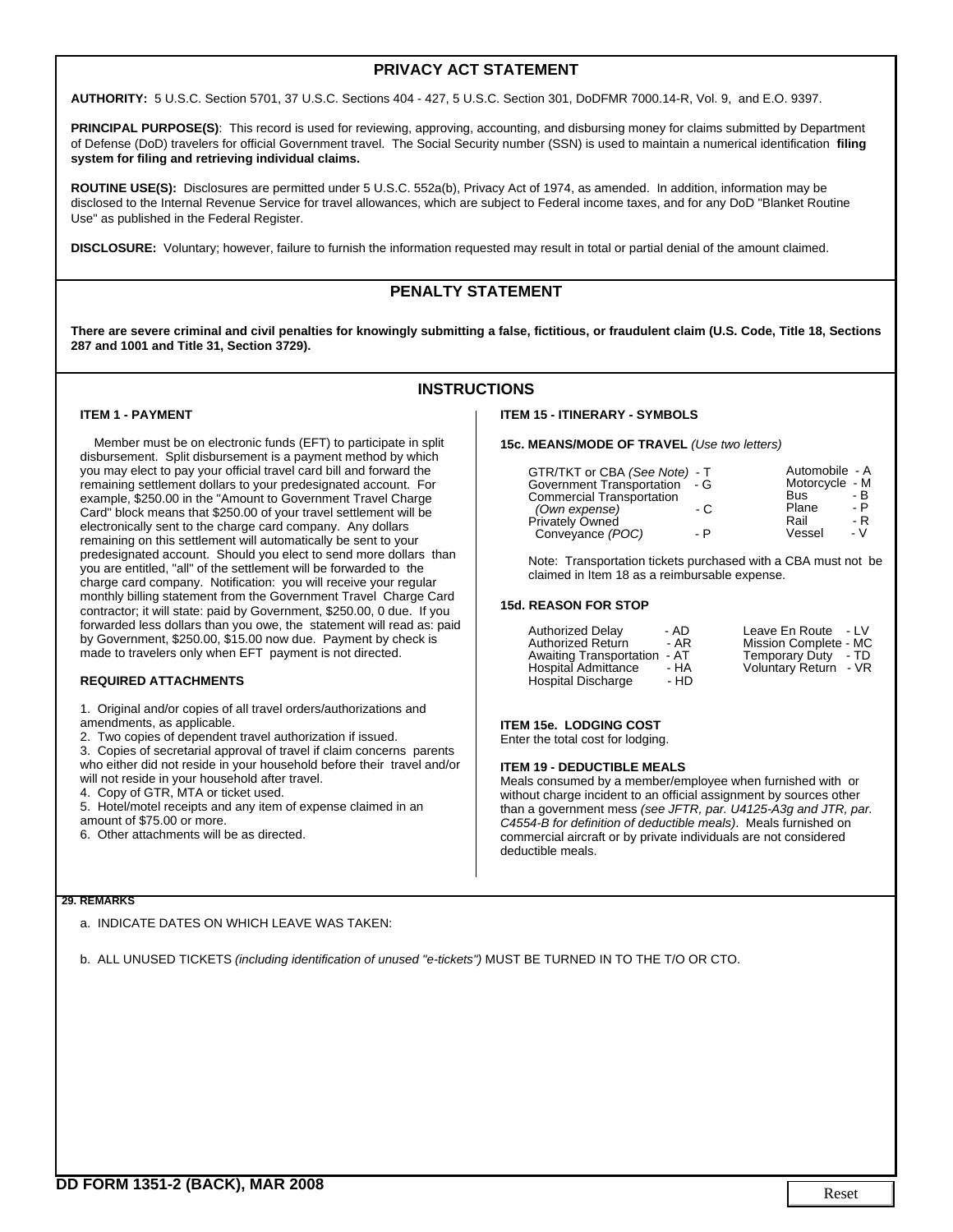## PRIVACY ACT STATEMENT

**AUTHORITY:** 5 U.S.C. Section 5701, 37 U.S.C. Sections 404 - 427, 5 U.S.C. Section 301, DoDFMR 7000.14-R, Vol. 9, and E.O. 9397.

**PRINCIPAL PURPOSE(S)**: This record is used for reviewing, approving, accounting, and disbursing money for claims submitted by Department of Defense (DoD) travelers for official Government travel. The Social Security number (SSN) is used to maintain a numerical identification **filing system for filing and retrieving individual claims.**

**ROUTINE USE(S):** Disclosures are permitted under 5 U.S.C. 552a(b), Privacy Act of 1974, as amended. In addition, information may be disclosed to the Internal Revenue Service for travel allowances, which are subject to Federal income taxes, and for any DoD "Blanket Routine Use" as published in the Federal Register.

**DISCLOSURE:** Voluntary; however, failure to furnish the information requested may result in total or partial denial of the amount claimed.

## PENALTY STATEMENT

**There are severe criminal and civil penalties for knowingly submitting a false, fictitious, or fraudulent claim (U.S. Code, Title 18, Sections 287 and 1001 and Title 31, Section 3729).**

## INSTRUCTIONS

### ITEM 1 - PAYMENT

Member must be on electronic funds (EFT) to participate in split disbursement. Split disbursement is a payment method by which you may elect to pay your official travel card bill and forward the remaining settlement dollars to your predesignated account. For example, $250.00 in the "Amount to Government Travel Charge Card" block means that $250.00 of your travel settlement will be electronically sent to the charge card company. Any dollars remaining on this settlement will automatically be sent to your predesignated account. Should you elect to send more dollars than you are entitled, "all" of the settlement will be forwarded to the charge card company. Notification: you will receive your regular monthly billing statement from the Government Travel Charge Card contractor; it will state: paid by Government, $250.00, 0 due. If you forwarded less dollars than you owe, the statement will read as: paid by Government, $250.00, $15.00 now due. Payment by check is made to travelers only when EFT payment is not directed.

### REQUIRED ATTACHMENTS

1. Original and/or copies of all travel orders/authorizations and amendments, as applicable.
2. Two copies of dependent travel authorization if issued.
3. Copies of secretarial approval of travel if claim concerns parents who either did not reside in your household before their travel and/or will not reside in your household after travel.
4. Copy of GTR, MTA or ticket used.
5. Hotel/motel receipts and any item of expense claimed in an amount of $75.00 or more.
6. Other attachments will be as directed.

### ITEM 15 - ITINERARY - SYMBOLS

**15c. MEANS/MODE OF TRAVEL** *(Use two letters)*

GTR/TKT or CBA *(See Note)* - T
Government Transportation - G
Commercial Transportation *(Own expense)* - C
Privately Owned Conveyance *(POC)* - P

Automobile - A
Motorcycle - M
Bus - B
Plane - P
Rail - R
Vessel - V

Note: Transportation tickets purchased with a CBA must not be claimed in Item 18 as a reimbursable expense.

**15d. REASON FOR STOP**

Authorized Delay - AD
Authorized Return - AR
Awaiting Transportation - AT
Hospital Admittance - HA
Hospital Discharge - HD

Leave En Route - LV
Mission Complete - MC
Temporary Duty - TD
Voluntary Return - VR

**ITEM 15e. LODGING COST**
Enter the total cost for lodging.

**ITEM 19 - DEDUCTIBLE MEALS**
Meals consumed by a member/employee when furnished with or without charge incident to an official assignment by sources other than a government mess *(see JFTR, par. U4125-A3g and JTR, par. C4554-B for definition of deductible meals)*. Meals furnished on commercial aircraft or by private individuals are not considered deductible meals.

**29. REMARKS**

a. INDICATE DATES ON WHICH LEAVE WAS TAKEN:

b. ALL UNUSED TICKETS *(including identification of unused "e-tickets")* MUST BE TURNED IN TO THE T/O OR CTO.

**DD FORM 1351-2 (BACK), MAR 2008**

Reset